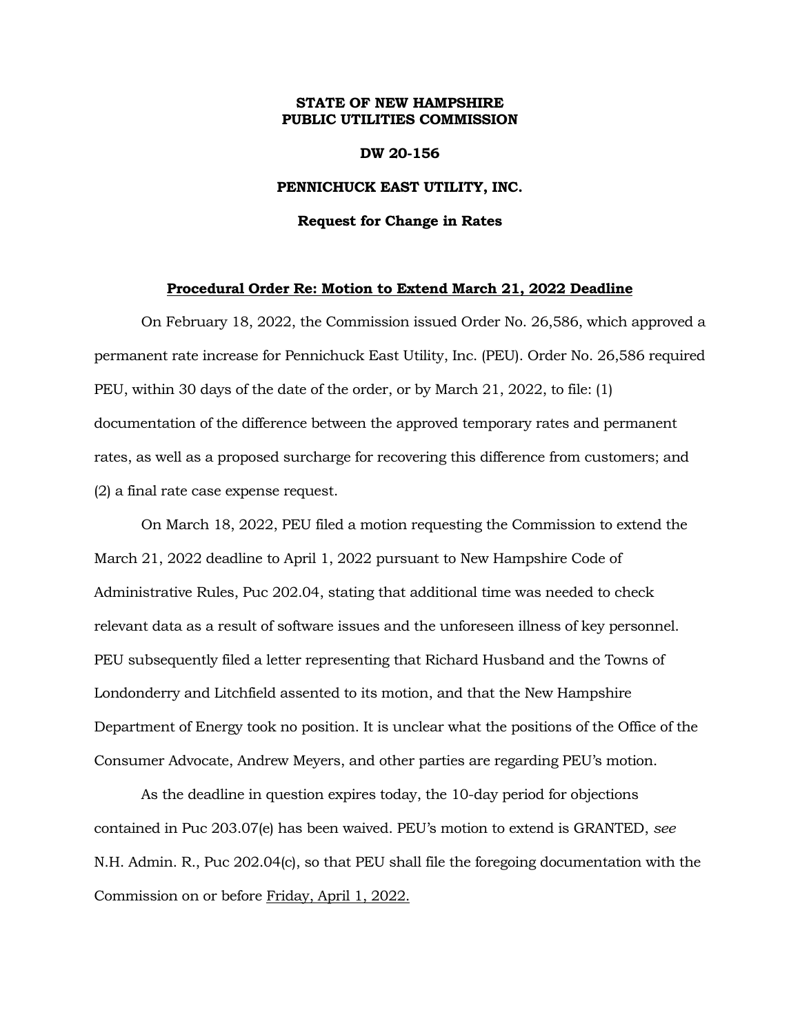**STATE OF NEW HAMPSHIRE**
**PUBLIC UTILITIES COMMISSION**

**DW 20-156**

**PENNICHUCK EAST UTILITY, INC.**

**Request for Change in Rates**

**Procedural Order Re: Motion to Extend March 21, 2022 Deadline**

On February 18, 2022, the Commission issued Order No. 26,586, which approved a permanent rate increase for Pennichuck East Utility, Inc. (PEU). Order No. 26,586 required PEU, within 30 days of the date of the order, or by March 21, 2022, to file: (1) documentation of the difference between the approved temporary rates and permanent rates, as well as a proposed surcharge for recovering this difference from customers; and (2) a final rate case expense request.

On March 18, 2022, PEU filed a motion requesting the Commission to extend the March 21, 2022 deadline to April 1, 2022 pursuant to New Hampshire Code of Administrative Rules, Puc 202.04, stating that additional time was needed to check relevant data as a result of software issues and the unforeseen illness of key personnel. PEU subsequently filed a letter representing that Richard Husband and the Towns of Londonderry and Litchfield assented to its motion, and that the New Hampshire Department of Energy took no position. It is unclear what the positions of the Office of the Consumer Advocate, Andrew Meyers, and other parties are regarding PEU's motion.

As the deadline in question expires today, the 10-day period for objections contained in Puc 203.07(e) has been waived. PEU's motion to extend is GRANTED, *see* N.H. Admin. R., Puc 202.04(c), so that PEU shall file the foregoing documentation with the Commission on or before <u>Friday, April 1, 2022.</u>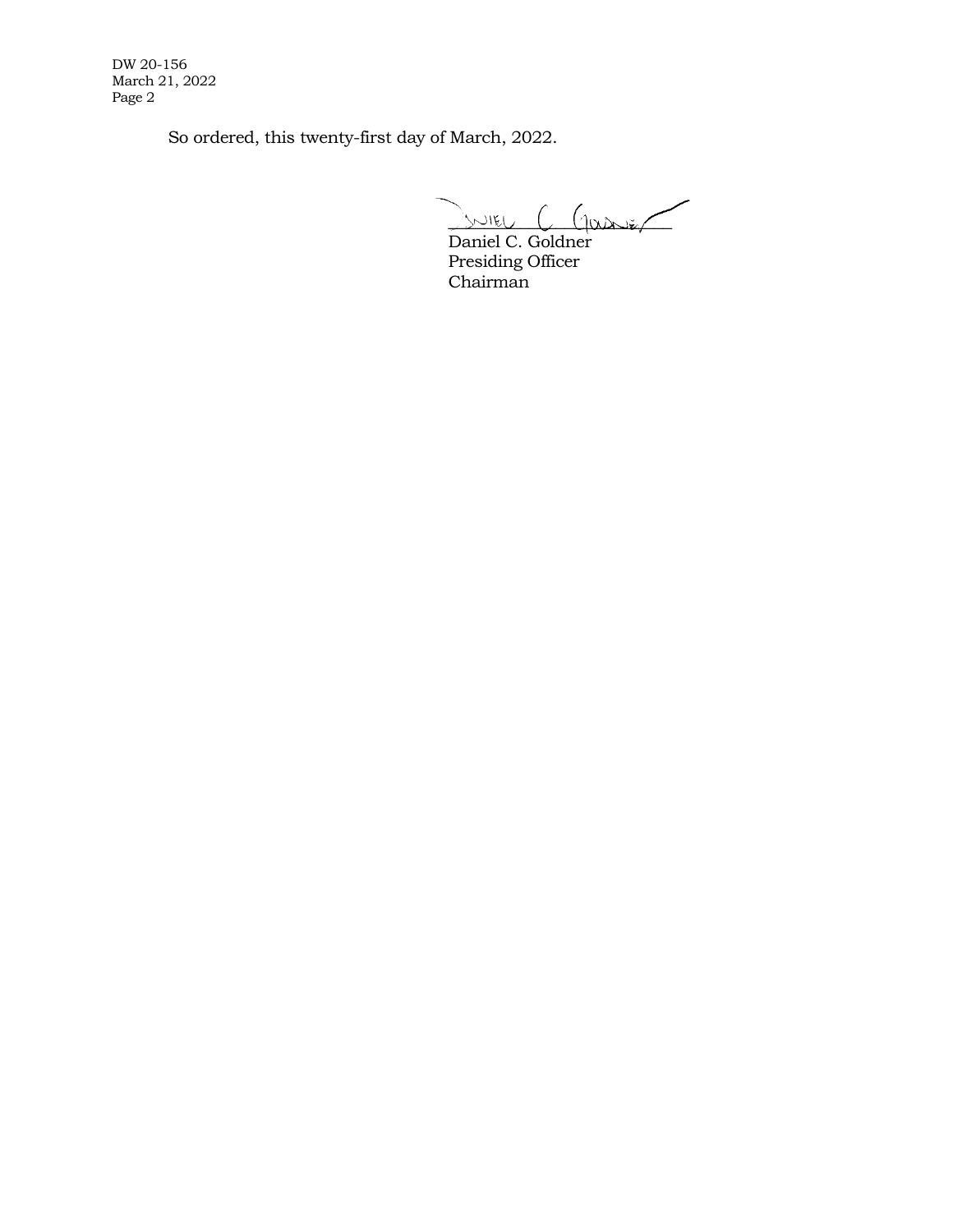So ordered, this twenty-first day of March, 2022.

Daniel C. Goldner
Presiding Officer
Chairman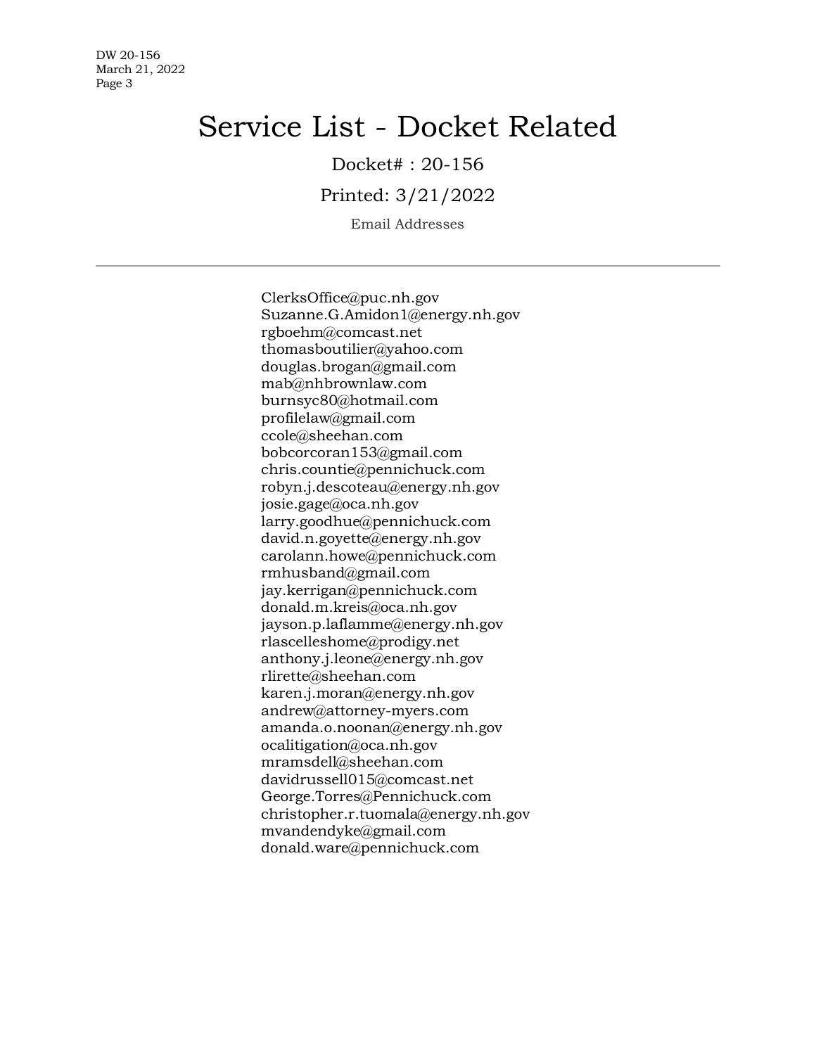# Service List - Docket Related

Docket# : 20-156

Printed: 3/21/2022

Email Addresses

---

ClerksOffice@puc.nh.gov
Suzanne.G.Amidon1@energy.nh.gov
rgboehm@comcast.net
thomasboutilier@yahoo.com
douglas.brogan@gmail.com
mab@nhbrownlaw.com
burnsyc80@hotmail.com
profilelaw@gmail.com
ccole@sheehan.com
bobcorcoran153@gmail.com
chris.countie@pennichuck.com
robyn.j.descoteau@energy.nh.gov
josie.gage@oca.nh.gov
larry.goodhue@pennichuck.com
david.n.goyette@energy.nh.gov
carolann.howe@pennichuck.com
rmhusband@gmail.com
jay.kerrigan@pennichuck.com
donald.m.kreis@oca.nh.gov
jayson.p.laflamme@energy.nh.gov
rlascelleshome@prodigy.net
anthony.j.leone@energy.nh.gov
rlirette@sheehan.com
karen.j.moran@energy.nh.gov
andrew@attorney-myers.com
amanda.o.noonan@energy.nh.gov
ocalitigation@oca.nh.gov
mramsdell@sheehan.com
davidrussell015@comcast.net
George.Torres@Pennichuck.com
christopher.r.tuomala@energy.nh.gov
mvandendyke@gmail.com
donald.ware@pennichuck.com